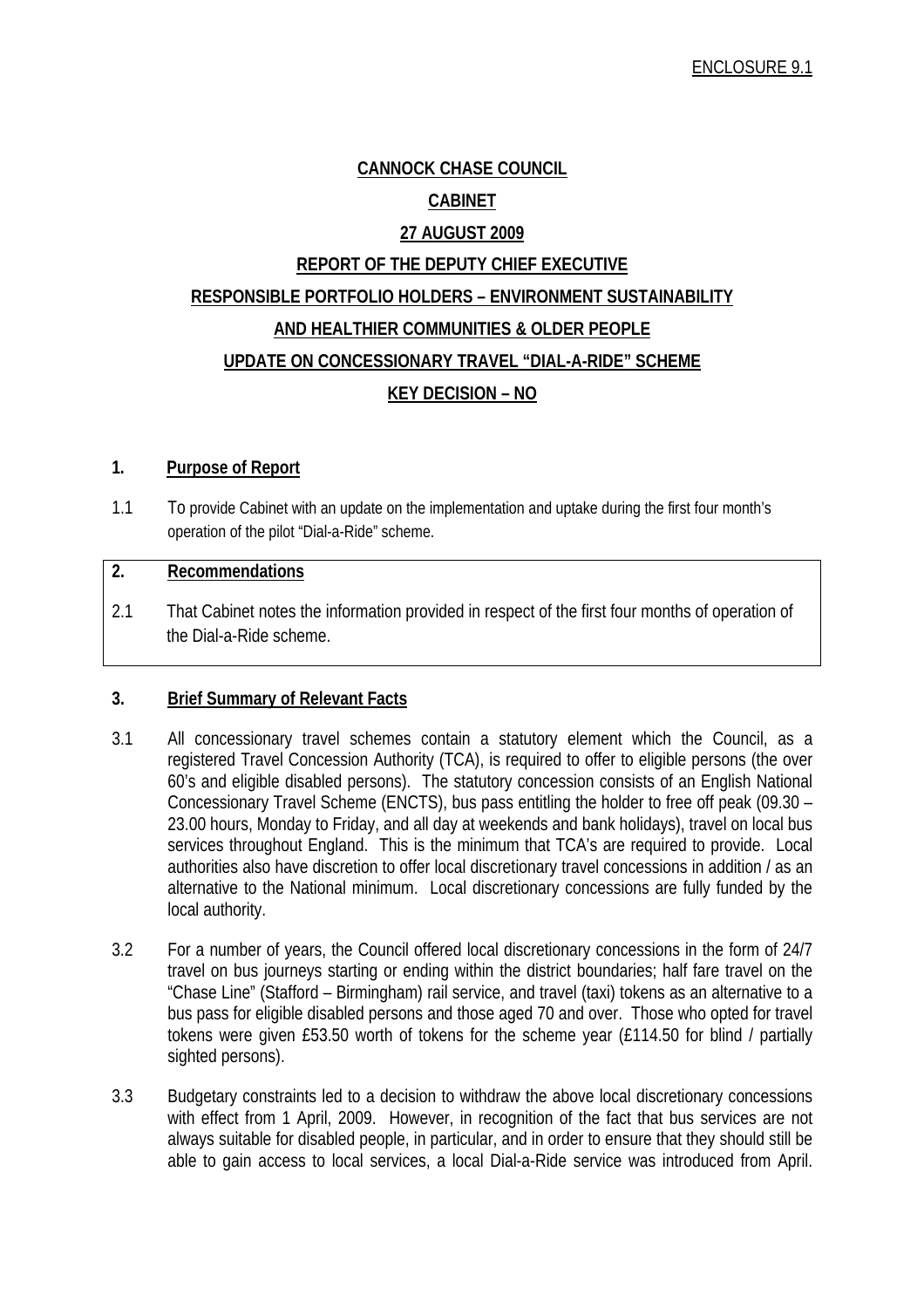ENCLOSURE 9.1

**CANNOCK CHASE COUNCIL**

**CABINET**

**27 AUGUST 2009**

**REPORT OF THE DEPUTY CHIEF EXECUTIVE**

**RESPONSIBLE PORTFOLIO HOLDERS – ENVIRONMENT SUSTAINABILITY**

**AND HEALTHIER COMMUNITIES & OLDER PEOPLE**

**UPDATE ON CONCESSIONARY TRAVEL "DIAL-A-RIDE" SCHEME**

**KEY DECISION – NO**

## 1. Purpose of Report

1.1 To provide Cabinet with an update on the implementation and uptake during the first four month's operation of the pilot "Dial-a-Ride" scheme.

## 2. Recommendations

2.1 That Cabinet notes the information provided in respect of the first four months of operation of the Dial-a-Ride scheme.

## 3. Brief Summary of Relevant Facts

3.1 All concessionary travel schemes contain a statutory element which the Council, as a registered Travel Concession Authority (TCA), is required to offer to eligible persons (the over 60's and eligible disabled persons). The statutory concession consists of an English National Concessionary Travel Scheme (ENCTS), bus pass entitling the holder to free off peak (09.30 – 23.00 hours, Monday to Friday, and all day at weekends and bank holidays), travel on local bus services throughout England. This is the minimum that TCA's are required to provide. Local authorities also have discretion to offer local discretionary travel concessions in addition / as an alternative to the National minimum. Local discretionary concessions are fully funded by the local authority.

3.2 For a number of years, the Council offered local discretionary concessions in the form of 24/7 travel on bus journeys starting or ending within the district boundaries; half fare travel on the "Chase Line" (Stafford – Birmingham) rail service, and travel (taxi) tokens as an alternative to a bus pass for eligible disabled persons and those aged 70 and over. Those who opted for travel tokens were given £53.50 worth of tokens for the scheme year (£114.50 for blind / partially sighted persons).

3.3 Budgetary constraints led to a decision to withdraw the above local discretionary concessions with effect from 1 April, 2009. However, in recognition of the fact that bus services are not always suitable for disabled people, in particular, and in order to ensure that they should still be able to gain access to local services, a local Dial-a-Ride service was introduced from April.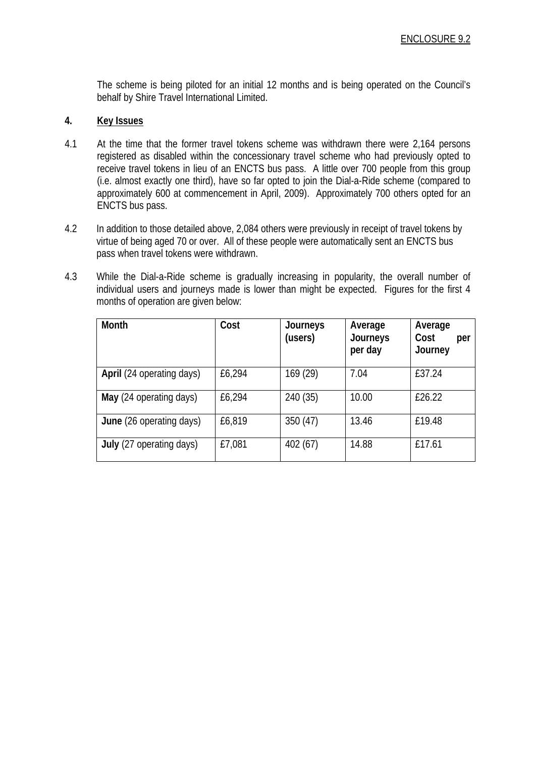The scheme is being piloted for an initial 12 months and is being operated on the Council's behalf by Shire Travel International Limited.

## 4. Key Issues

4.1 At the time that the former travel tokens scheme was withdrawn there were 2,164 persons registered as disabled within the concessionary travel scheme who had previously opted to receive travel tokens in lieu of an ENCTS bus pass. A little over 700 people from this group (i.e. almost exactly one third), have so far opted to join the Dial-a-Ride scheme (compared to approximately 600 at commencement in April, 2009). Approximately 700 others opted for an ENCTS bus pass.

4.2 In addition to those detailed above, 2,084 others were previously in receipt of travel tokens by virtue of being aged 70 or over. All of these people were automatically sent an ENCTS bus pass when travel tokens were withdrawn.

4.3 While the Dial-a-Ride scheme is gradually increasing in popularity, the overall number of individual users and journeys made is lower than might be expected. Figures for the first 4 months of operation are given below:

| Month | Cost | Journeys (users) | Average Journeys per day | Average Cost per Journey |
|---|---|---|---|---|
| **April** (24 operating days) | £6,294 | 169 (29) | 7.04 | £37.24 |
| **May** (24 operating days) | £6,294 | 240 (35) | 10.00 | £26.22 |
| **June** (26 operating days) | £6,819 | 350 (47) | 13.46 | £19.48 |
| **July** (27 operating days) | £7,081 | 402 (67) | 14.88 | £17.61 |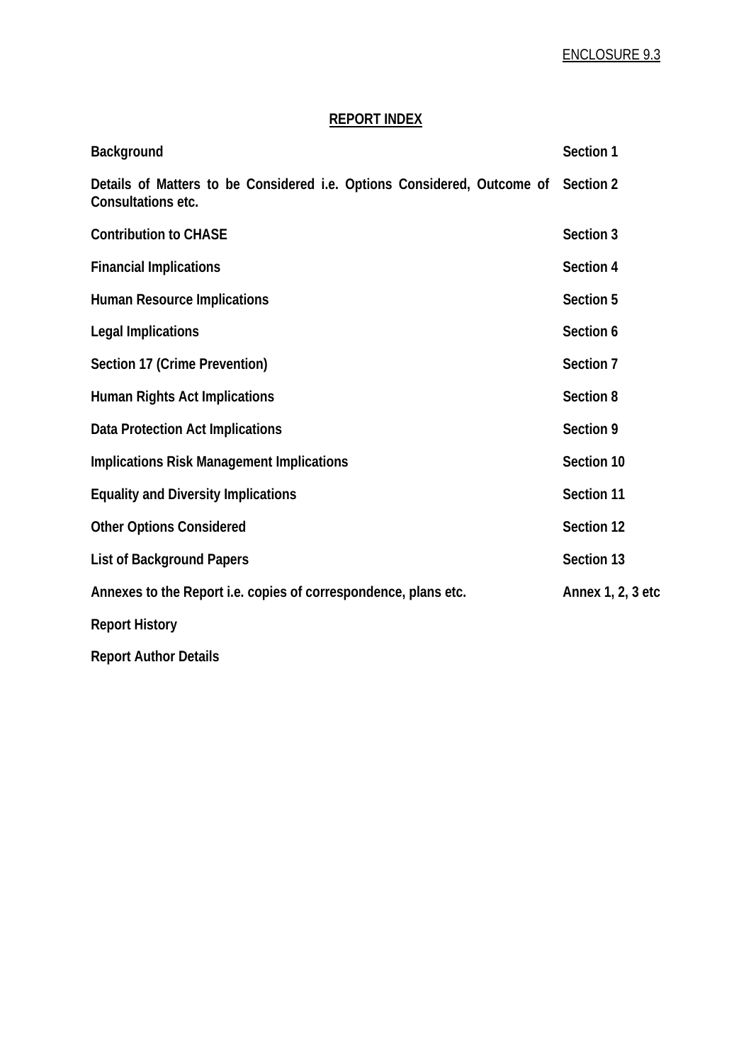ENCLOSURE 9.3

## REPORT INDEX

| | |
|---|---|
| **Background** | **Section 1** |
| **Details of Matters to be Considered i.e. Options Considered, Outcome of Consultations etc.** | **Section 2** |
| **Contribution to CHASE** | **Section 3** |
| **Financial Implications** | **Section 4** |
| **Human Resource Implications** | **Section 5** |
| **Legal Implications** | **Section 6** |
| **Section 17 (Crime Prevention)** | **Section 7** |
| **Human Rights Act Implications** | **Section 8** |
| **Data Protection Act Implications** | **Section 9** |
| **Implications Risk Management Implications** | **Section 10** |
| **Equality and Diversity Implications** | **Section 11** |
| **Other Options Considered** | **Section 12** |
| **List of Background Papers** | **Section 13** |
| **Annexes to the Report i.e. copies of correspondence, plans etc.** | **Annex 1, 2, 3 etc** |
| **Report History** | |
| **Report Author Details** | |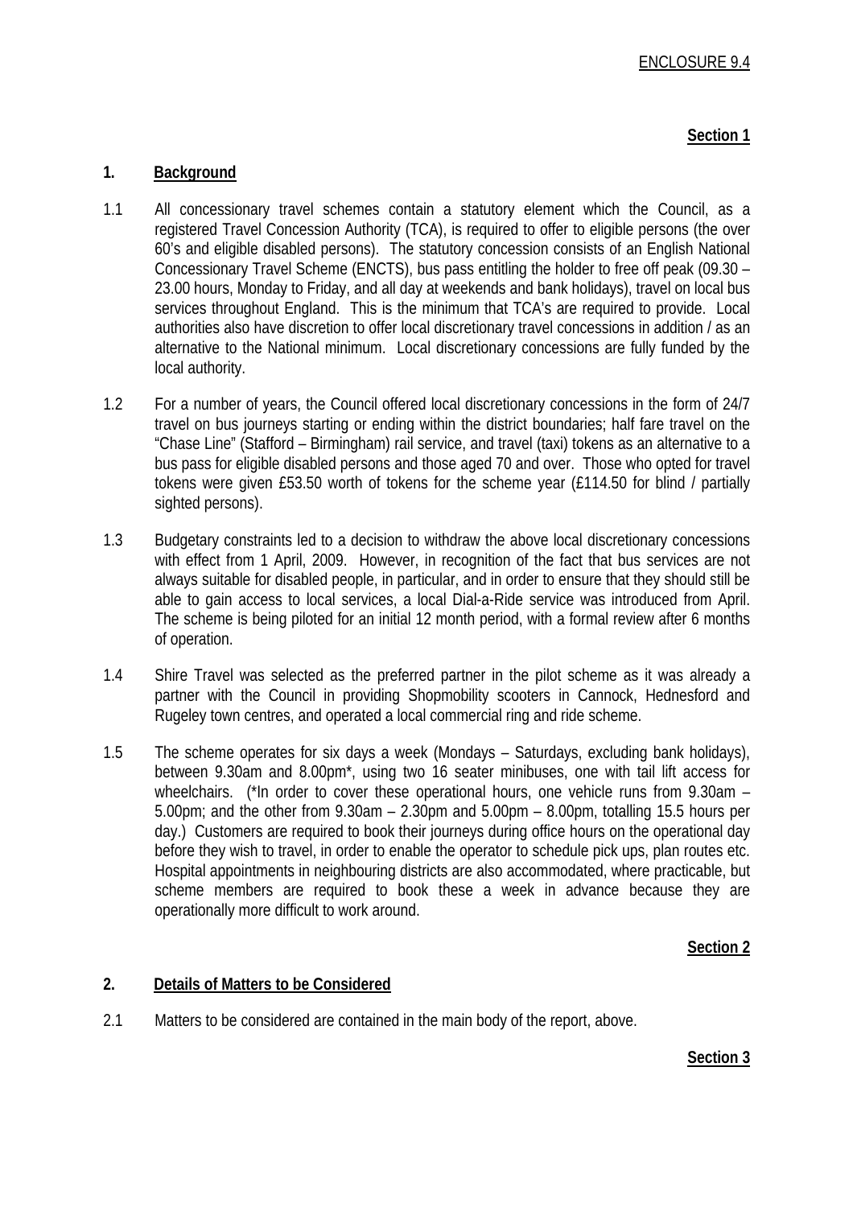ENCLOSURE 9.4

**Section 1**

## 1. Background

1.1 All concessionary travel schemes contain a statutory element which the Council, as a registered Travel Concession Authority (TCA), is required to offer to eligible persons (the over 60's and eligible disabled persons). The statutory concession consists of an English National Concessionary Travel Scheme (ENCTS), bus pass entitling the holder to free off peak (09.30 – 23.00 hours, Monday to Friday, and all day at weekends and bank holidays), travel on local bus services throughout England. This is the minimum that TCA's are required to provide. Local authorities also have discretion to offer local discretionary travel concessions in addition / as an alternative to the National minimum. Local discretionary concessions are fully funded by the local authority.

1.2 For a number of years, the Council offered local discretionary concessions in the form of 24/7 travel on bus journeys starting or ending within the district boundaries; half fare travel on the "Chase Line" (Stafford – Birmingham) rail service, and travel (taxi) tokens as an alternative to a bus pass for eligible disabled persons and those aged 70 and over. Those who opted for travel tokens were given £53.50 worth of tokens for the scheme year (£114.50 for blind / partially sighted persons).

1.3 Budgetary constraints led to a decision to withdraw the above local discretionary concessions with effect from 1 April, 2009. However, in recognition of the fact that bus services are not always suitable for disabled people, in particular, and in order to ensure that they should still be able to gain access to local services, a local Dial-a-Ride service was introduced from April. The scheme is being piloted for an initial 12 month period, with a formal review after 6 months of operation.

1.4 Shire Travel was selected as the preferred partner in the pilot scheme as it was already a partner with the Council in providing Shopmobility scooters in Cannock, Hednesford and Rugeley town centres, and operated a local commercial ring and ride scheme.

1.5 The scheme operates for six days a week (Mondays – Saturdays, excluding bank holidays), between 9.30am and 8.00pm*, using two 16 seater minibuses, one with tail lift access for wheelchairs. (*In order to cover these operational hours, one vehicle runs from 9.30am – 5.00pm; and the other from 9.30am – 2.30pm and 5.00pm – 8.00pm, totalling 15.5 hours per day.) Customers are required to book their journeys during office hours on the operational day before they wish to travel, in order to enable the operator to schedule pick ups, plan routes etc. Hospital appointments in neighbouring districts are also accommodated, where practicable, but scheme members are required to book these a week in advance because they are operationally more difficult to work around.

**Section 2**

## 2. Details of Matters to be Considered

2.1 Matters to be considered are contained in the main body of the report, above.

**Section 3**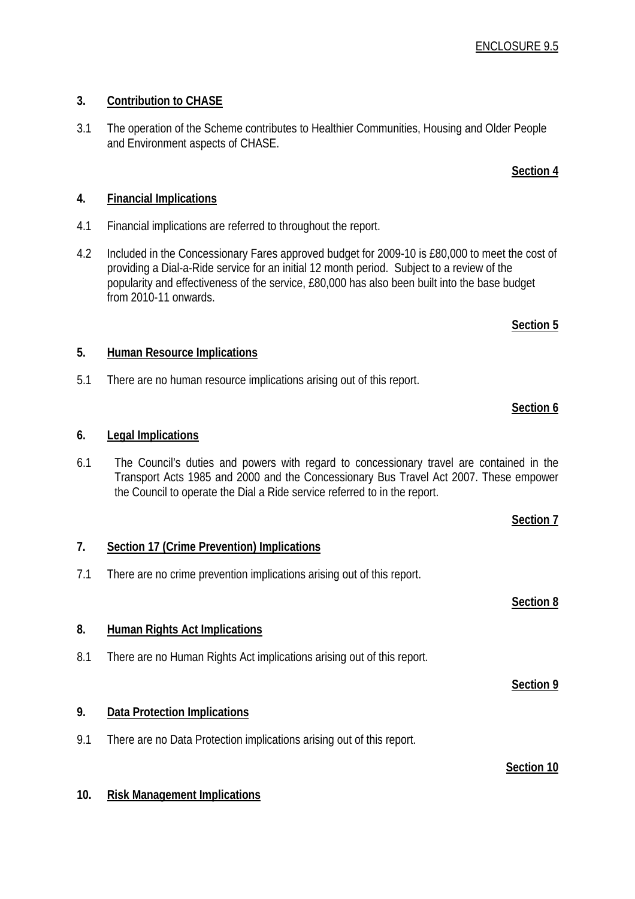ENCLOSURE 9.5

## 3. Contribution to CHASE

3.1 The operation of the Scheme contributes to Healthier Communities, Housing and Older People and Environment aspects of CHASE.

**Section 4**

## 4. Financial Implications

4.1 Financial implications are referred to throughout the report.

4.2 Included in the Concessionary Fares approved budget for 2009-10 is £80,000 to meet the cost of providing a Dial-a-Ride service for an initial 12 month period. Subject to a review of the popularity and effectiveness of the service, £80,000 has also been built into the base budget from 2010-11 onwards.

**Section 5**

## 5. Human Resource Implications

5.1 There are no human resource implications arising out of this report.

**Section 6**

## 6. Legal Implications

6.1 The Council's duties and powers with regard to concessionary travel are contained in the Transport Acts 1985 and 2000 and the Concessionary Bus Travel Act 2007. These empower the Council to operate the Dial a Ride service referred to in the report.

**Section 7**

## 7. Section 17 (Crime Prevention) Implications

7.1 There are no crime prevention implications arising out of this report.

**Section 8**

## 8. Human Rights Act Implications

8.1 There are no Human Rights Act implications arising out of this report.

**Section 9**

## 9. Data Protection Implications

9.1 There are no Data Protection implications arising out of this report.

**Section 10**

## 10. Risk Management Implications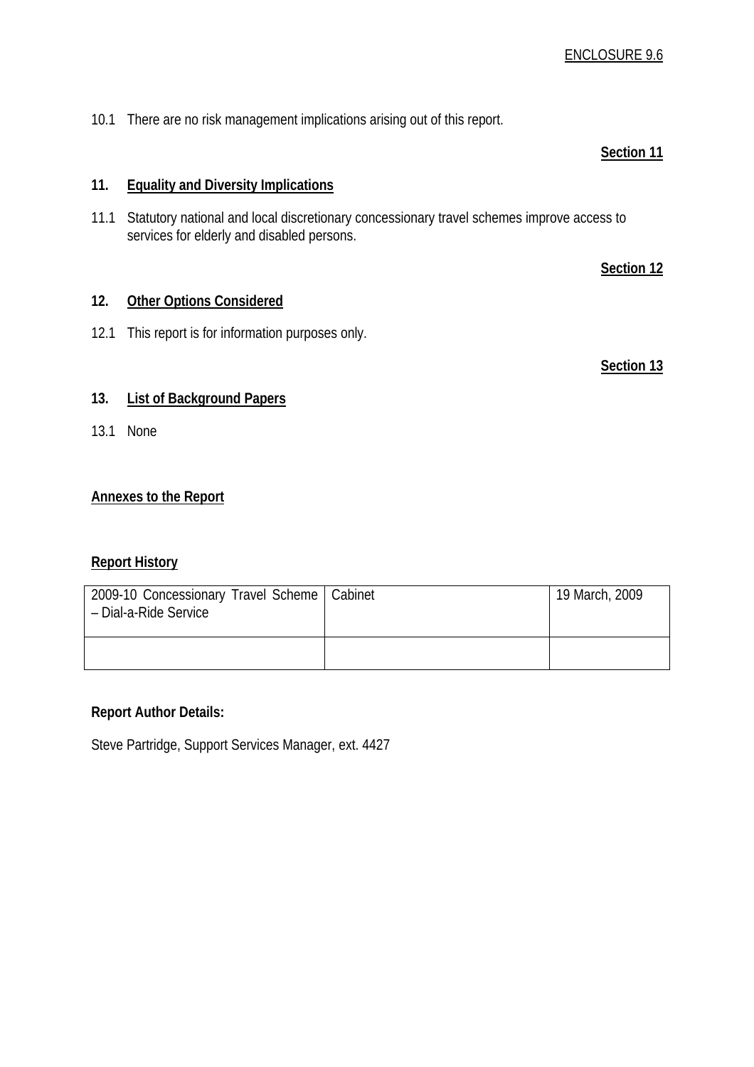ENCLOSURE 9.6

10.1 There are no risk management implications arising out of this report.

**Section 11**

## 11. Equality and Diversity Implications

11.1 Statutory national and local discretionary concessionary travel schemes improve access to services for elderly and disabled persons.

**Section 12**

## 12. Other Options Considered

12.1 This report is for information purposes only.

**Section 13**

## 13. List of Background Papers

13.1 None

**Annexes to the Report**

**Report History**

| | | |
|---|---|---|
| 2009-10 Concessionary Travel Scheme – Dial-a-Ride Service | Cabinet | 19 March, 2009 |
| | | |

**Report Author Details:**

Steve Partridge, Support Services Manager, ext. 4427